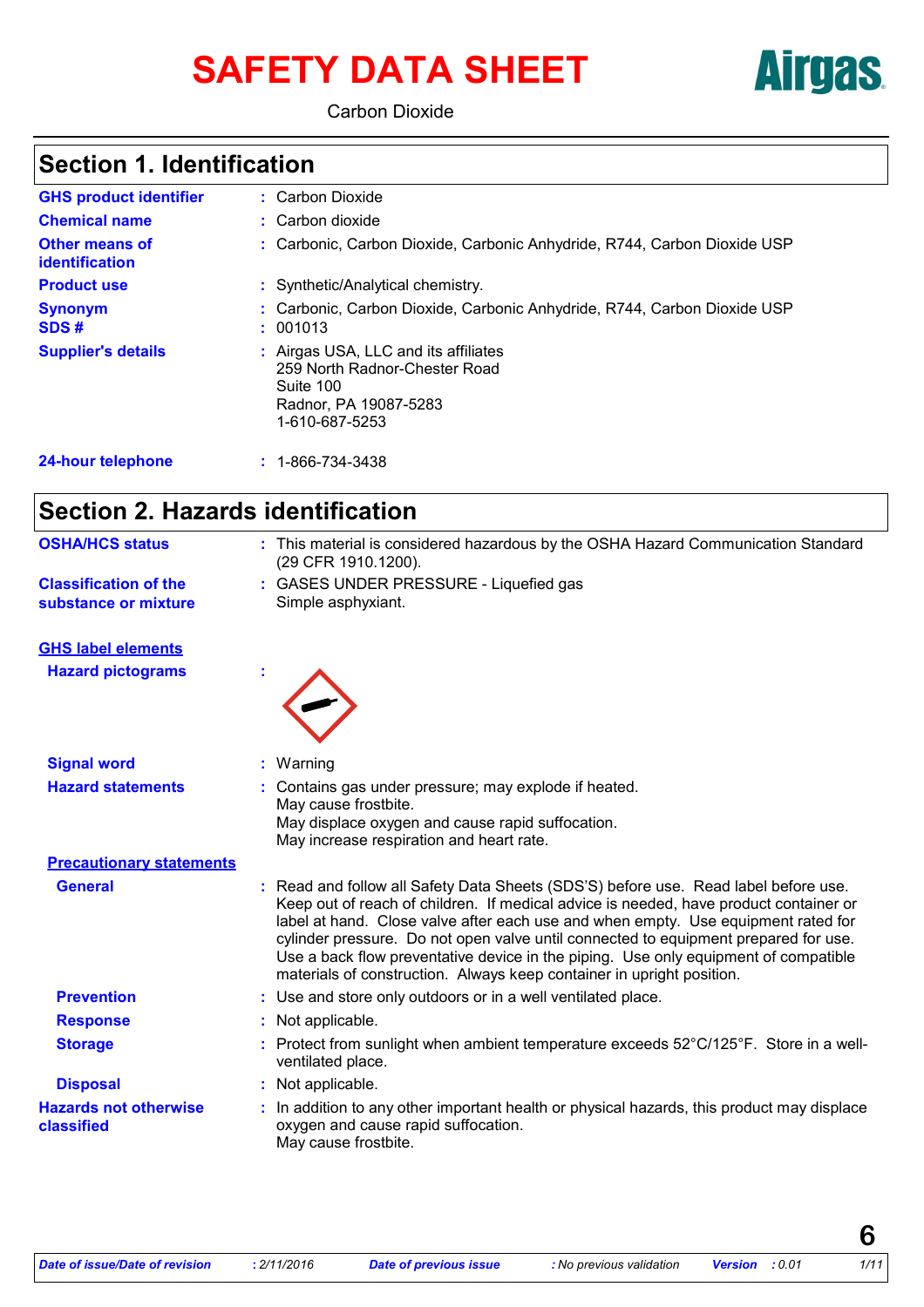# SAFETY DATA SHEET

Carbon Dioxide

Airgas

## Section 1. Identification

| | | |
|---|---|---|
| **GHS product identifier** | : | Carbon Dioxide |
| **Chemical name** | : | Carbon dioxide |
| **Other means of identification** | : | Carbonic, Carbon Dioxide, Carbonic Anhydride, R744, Carbon Dioxide USP |
| **Product use** | : | Synthetic/Analytical chemistry. |
| **Synonym** | : | Carbonic, Carbon Dioxide, Carbonic Anhydride, R744, Carbon Dioxide USP |
| **SDS #** | : | 001013 |
| **Supplier's details** | : | Airgas USA, LLC and its affiliates<br>259 North Radnor-Chester Road<br>Suite 100<br>Radnor, PA 19087-5283<br>1-610-687-5253 |
| **24-hour telephone** | : | 1-866-734-3438 |

## Section 2. Hazards identification

**OSHA/HCS status** : This material is considered hazardous by the OSHA Hazard Communication Standard (29 CFR 1910.1200).

**Classification of the substance or mixture** : GASES UNDER PRESSURE - Liquefied gas
Simple asphyxiant.

**GHS label elements**

**Hazard pictograms** :

**Signal word** : Warning

**Hazard statements** : Contains gas under pressure; may explode if heated.
May cause frostbite.
May displace oxygen and cause rapid suffocation.
May increase respiration and heart rate.

**Precautionary statements**

**General** : Read and follow all Safety Data Sheets (SDS'S) before use. Read label before use. Keep out of reach of children. If medical advice is needed, have product container or label at hand. Close valve after each use and when empty. Use equipment rated for cylinder pressure. Do not open valve until connected to equipment prepared for use. Use a back flow preventative device in the piping. Use only equipment of compatible materials of construction. Always keep container in upright position.

**Prevention** : Use and store only outdoors or in a well ventilated place.

**Response** : Not applicable.

**Storage** : Protect from sunlight when ambient temperature exceeds 52°C/125°F. Store in a well-ventilated place.

**Disposal** : Not applicable.

**Hazards not otherwise classified** : In addition to any other important health or physical hazards, this product may displace oxygen and cause rapid suffocation.
May cause frostbite.

*Date of issue/Date of revision* : 2/11/2016 *Date of previous issue* : No previous validation *Version* : 0.01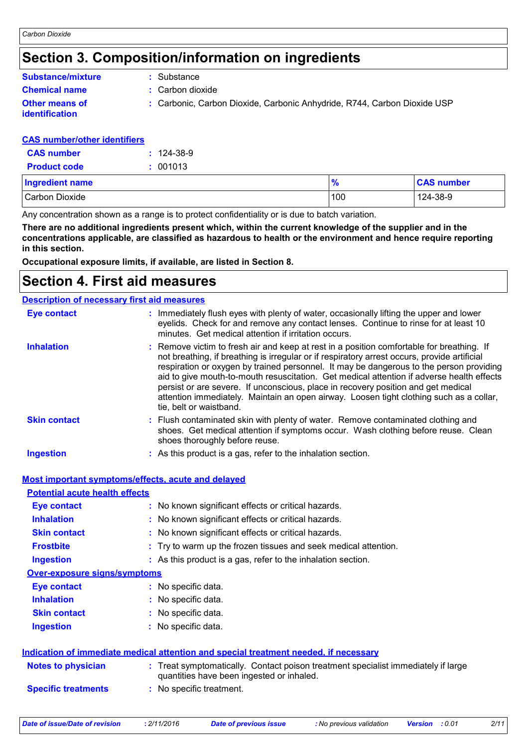# Section 3. Composition/information on ingredients

**Substance/mixture** : Substance

**Chemical name** : Carbon dioxide

**Other means of identification** : Carbonic, Carbon Dioxide, Carbonic Anhydride, R744, Carbon Dioxide USP

## CAS number/other identifiers

**CAS number** : 124-38-9

**Product code** : 001013

| Ingredient name | % | CAS number |
|---|---|---|
| Carbon Dioxide | 100 | 124-38-9 |

Any concentration shown as a range is to protect confidentiality or is due to batch variation.

**There are no additional ingredients present which, within the current knowledge of the supplier and in the concentrations applicable, are classified as hazardous to health or the environment and hence require reporting in this section.**

**Occupational exposure limits, if available, are listed in Section 8.**

# Section 4. First aid measures

## Description of necessary first aid measures

**Eye contact** : Immediately flush eyes with plenty of water, occasionally lifting the upper and lower eyelids. Check for and remove any contact lenses. Continue to rinse for at least 10 minutes. Get medical attention if irritation occurs.

**Inhalation** : Remove victim to fresh air and keep at rest in a position comfortable for breathing. If not breathing, if breathing is irregular or if respiratory arrest occurs, provide artificial respiration or oxygen by trained personnel. It may be dangerous to the person providing aid to give mouth-to-mouth resuscitation. Get medical attention if adverse health effects persist or are severe. If unconscious, place in recovery position and get medical attention immediately. Maintain an open airway. Loosen tight clothing such as a collar, tie, belt or waistband.

**Skin contact** : Flush contaminated skin with plenty of water. Remove contaminated clothing and shoes. Get medical attention if symptoms occur. Wash clothing before reuse. Clean shoes thoroughly before reuse.

**Ingestion** : As this product is a gas, refer to the inhalation section.

## Most important symptoms/effects, acute and delayed

### Potential acute health effects

**Eye contact** : No known significant effects or critical hazards.

**Inhalation** : No known significant effects or critical hazards.

**Skin contact** : No known significant effects or critical hazards.

**Frostbite** : Try to warm up the frozen tissues and seek medical attention.

**Ingestion** : As this product is a gas, refer to the inhalation section.

### Over-exposure signs/symptoms

**Eye contact** : No specific data.

**Inhalation** : No specific data.

**Skin contact** : No specific data.

**Ingestion** : No specific data.

## Indication of immediate medical attention and special treatment needed, if necessary

**Notes to physician** : Treat symptomatically. Contact poison treatment specialist immediately if large quantities have been ingested or inhaled.

**Specific treatments** : No specific treatment.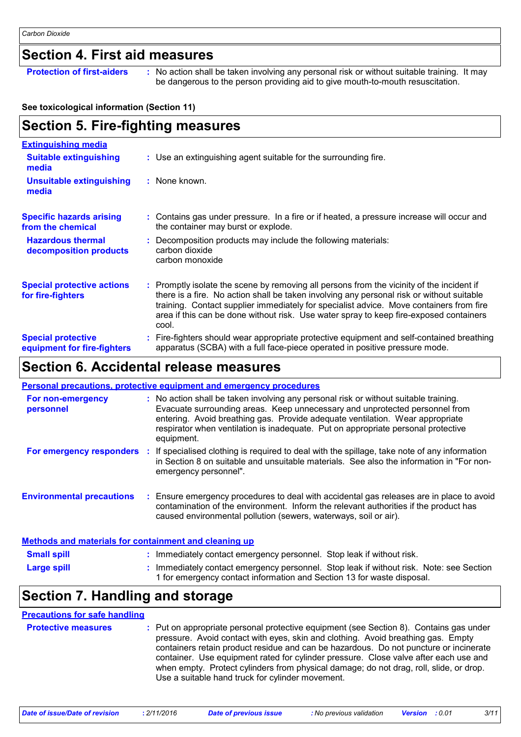## Section 4. First aid measures

**Protection of first-aiders** : No action shall be taken involving any personal risk or without suitable training. It may be dangerous to the person providing aid to give mouth-to-mouth resuscitation.

**See toxicological information (Section 11)**

## Section 5. Fire-fighting measures

**Extinguishing media**

**Suitable extinguishing media** : Use an extinguishing agent suitable for the surrounding fire.

**Unsuitable extinguishing media** : None known.

**Specific hazards arising from the chemical** : Contains gas under pressure. In a fire or if heated, a pressure increase will occur and the container may burst or explode.

**Hazardous thermal decomposition products** : Decomposition products may include the following materials:
carbon dioxide
carbon monoxide

**Special protective actions for fire-fighters** : Promptly isolate the scene by removing all persons from the vicinity of the incident if there is a fire. No action shall be taken involving any personal risk or without suitable training. Contact supplier immediately for specialist advice. Move containers from fire area if this can be done without risk. Use water spray to keep fire-exposed containers cool.

**Special protective equipment for fire-fighters** : Fire-fighters should wear appropriate protective equipment and self-contained breathing apparatus (SCBA) with a full face-piece operated in positive pressure mode.

## Section 6. Accidental release measures

**Personal precautions, protective equipment and emergency procedures**

**For non-emergency personnel** : No action shall be taken involving any personal risk or without suitable training. Evacuate surrounding areas. Keep unnecessary and unprotected personnel from entering. Avoid breathing gas. Provide adequate ventilation. Wear appropriate respirator when ventilation is inadequate. Put on appropriate personal protective equipment.

**For emergency responders** : If specialised clothing is required to deal with the spillage, take note of any information in Section 8 on suitable and unsuitable materials. See also the information in "For non-emergency personnel".

**Environmental precautions** : Ensure emergency procedures to deal with accidental gas releases are in place to avoid contamination of the environment. Inform the relevant authorities if the product has caused environmental pollution (sewers, waterways, soil or air).

**Methods and materials for containment and cleaning up**

**Small spill** : Immediately contact emergency personnel. Stop leak if without risk.

**Large spill** : Immediately contact emergency personnel. Stop leak if without risk. Note: see Section 1 for emergency contact information and Section 13 for waste disposal.

## Section 7. Handling and storage

**Precautions for safe handling**

**Protective measures** : Put on appropriate personal protective equipment (see Section 8). Contains gas under pressure. Avoid contact with eyes, skin and clothing. Avoid breathing gas. Empty containers retain product residue and can be hazardous. Do not puncture or incinerate container. Use equipment rated for cylinder pressure. Close valve after each use and when empty. Protect cylinders from physical damage; do not drag, roll, slide, or drop. Use a suitable hand truck for cylinder movement.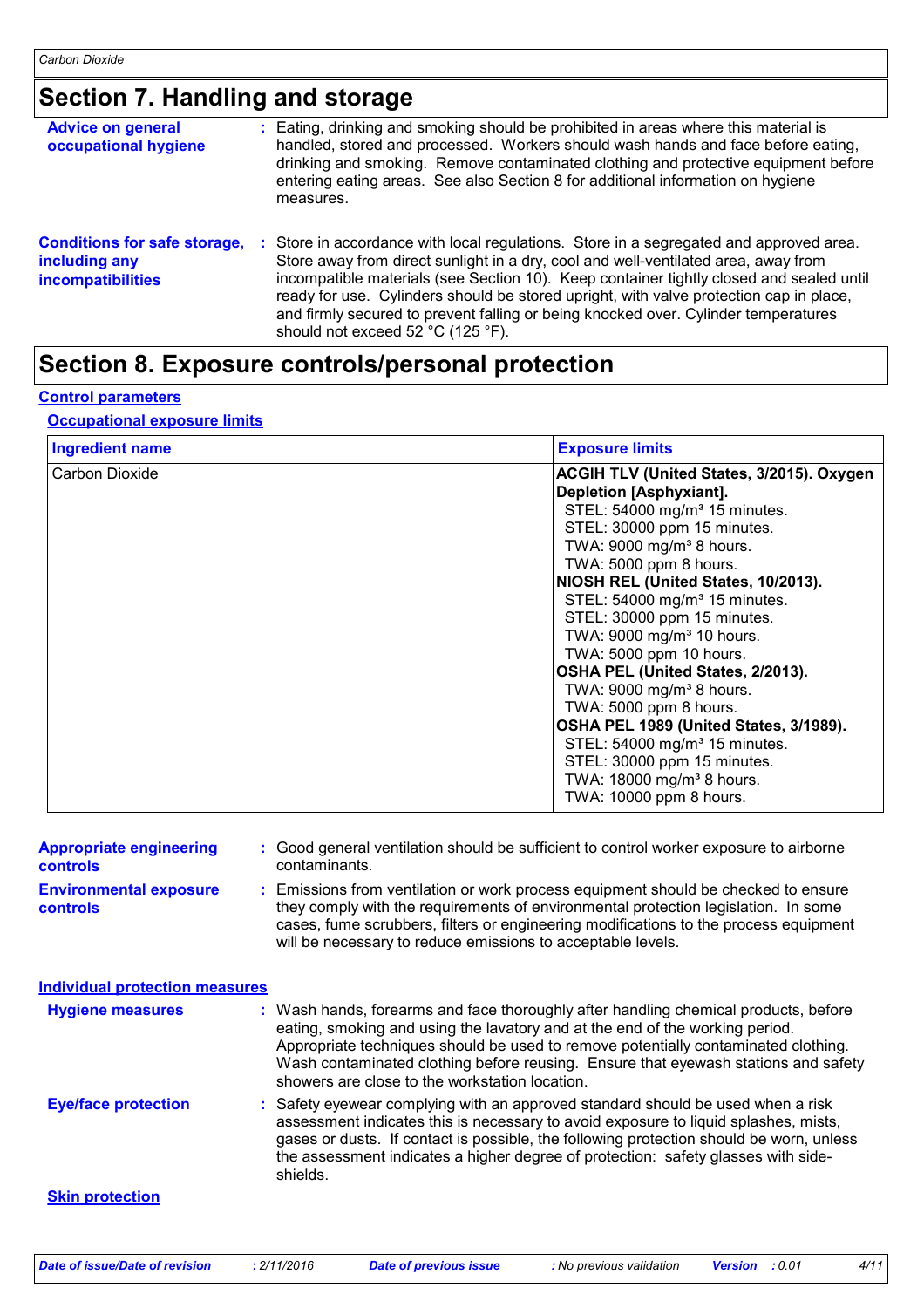## Section 7. Handling and storage

**Advice on general occupational hygiene** : Eating, drinking and smoking should be prohibited in areas where this material is handled, stored and processed. Workers should wash hands and face before eating, drinking and smoking. Remove contaminated clothing and protective equipment before entering eating areas. See also Section 8 for additional information on hygiene measures.

**Conditions for safe storage, including any incompatibilities** : Store in accordance with local regulations. Store in a segregated and approved area. Store away from direct sunlight in a dry, cool and well-ventilated area, away from incompatible materials (see Section 10). Keep container tightly closed and sealed until ready for use. Cylinders should be stored upright, with valve protection cap in place, and firmly secured to prevent falling or being knocked over. Cylinder temperatures should not exceed 52 °C (125 °F).

## Section 8. Exposure controls/personal protection

### Control parameters

#### Occupational exposure limits

| Ingredient name | Exposure limits |
|---|---|
| Carbon Dioxide | **ACGIH TLV (United States, 3/2015). Oxygen Depletion [Asphyxiant].**<br>STEL: 54000 mg/m³ 15 minutes.<br>STEL: 30000 ppm 15 minutes.<br>TWA: 9000 mg/m³ 8 hours.<br>TWA: 5000 ppm 8 hours.<br>**NIOSH REL (United States, 10/2013).**<br>STEL: 54000 mg/m³ 15 minutes.<br>STEL: 30000 ppm 15 minutes.<br>TWA: 9000 mg/m³ 10 hours.<br>TWA: 5000 ppm 10 hours.<br>**OSHA PEL (United States, 2/2013).**<br>TWA: 9000 mg/m³ 8 hours.<br>TWA: 5000 ppm 8 hours.<br>**OSHA PEL 1989 (United States, 3/1989).**<br>STEL: 54000 mg/m³ 15 minutes.<br>STEL: 30000 ppm 15 minutes.<br>TWA: 18000 mg/m³ 8 hours.<br>TWA: 10000 ppm 8 hours. |

**Appropriate engineering controls** : Good general ventilation should be sufficient to control worker exposure to airborne contaminants.

**Environmental exposure controls** : Emissions from ventilation or work process equipment should be checked to ensure they comply with the requirements of environmental protection legislation. In some cases, fume scrubbers, filters or engineering modifications to the process equipment will be necessary to reduce emissions to acceptable levels.

### Individual protection measures

**Hygiene measures** : Wash hands, forearms and face thoroughly after handling chemical products, before eating, smoking and using the lavatory and at the end of the working period. Appropriate techniques should be used to remove potentially contaminated clothing. Wash contaminated clothing before reusing. Ensure that eyewash stations and safety showers are close to the workstation location.

**Eye/face protection** : Safety eyewear complying with an approved standard should be used when a risk assessment indicates this is necessary to avoid exposure to liquid splashes, mists, gases or dusts. If contact is possible, the following protection should be worn, unless the assessment indicates a higher degree of protection: safety glasses with side-shields.

#### Skin protection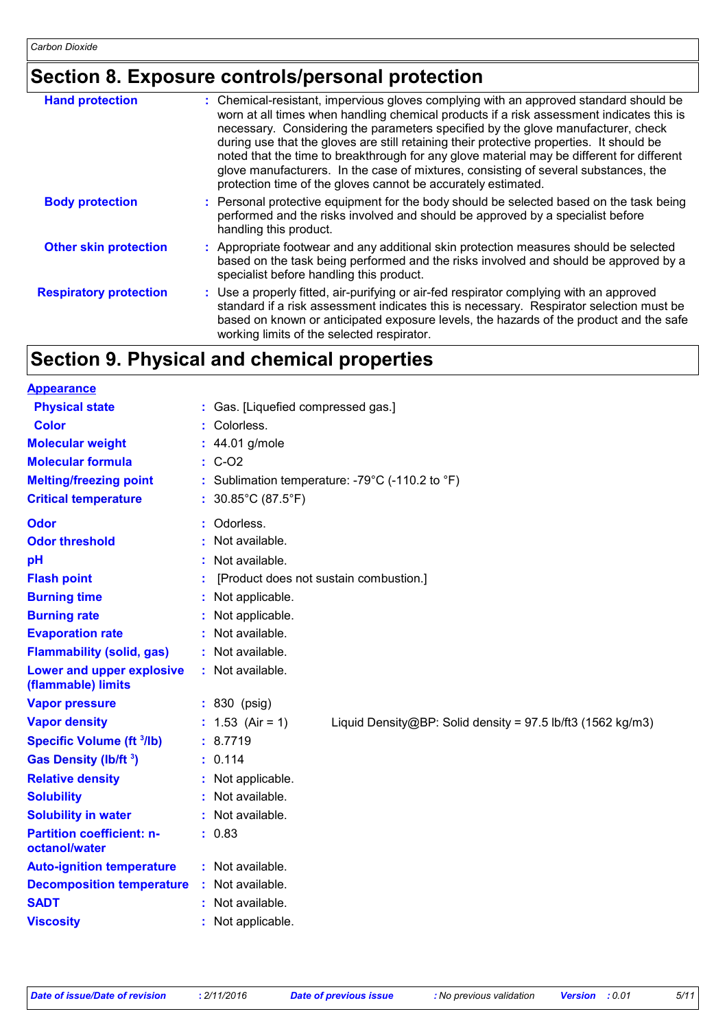## Section 8. Exposure controls/personal protection

| | |
|---|---|
| **Hand protection** | : Chemical-resistant, impervious gloves complying with an approved standard should be worn at all times when handling chemical products if a risk assessment indicates this is necessary. Considering the parameters specified by the glove manufacturer, check during use that the gloves are still retaining their protective properties. It should be noted that the time to breakthrough for any glove material may be different for different glove manufacturers. In the case of mixtures, consisting of several substances, the protection time of the gloves cannot be accurately estimated. |
| **Body protection** | : Personal protective equipment for the body should be selected based on the task being performed and the risks involved and should be approved by a specialist before handling this product. |
| **Other skin protection** | : Appropriate footwear and any additional skin protection measures should be selected based on the task being performed and the risks involved and should be approved by a specialist before handling this product. |
| **Respiratory protection** | : Use a properly fitted, air-purifying or air-fed respirator complying with an approved standard if a risk assessment indicates this is necessary. Respirator selection must be based on known or anticipated exposure levels, the hazards of the product and the safe working limits of the selected respirator. |

## Section 9. Physical and chemical properties

**Appearance**

| | |
|---|---|
| **Physical state** | : Gas. [Liquefied compressed gas.] |
| **Color** | : Colorless. |
| **Molecular weight** | : 44.01 g/mole |
| **Molecular formula** | : C-O2 |
| **Melting/freezing point** | : Sublimation temperature: -79°C (-110.2 to °F) |
| **Critical temperature** | : 30.85°C (87.5°F) |
| **Odor** | : Odorless. |
| **Odor threshold** | : Not available. |
| **pH** | : Not available. |
| **Flash point** | : [Product does not sustain combustion.] |
| **Burning time** | : Not applicable. |
| **Burning rate** | : Not applicable. |
| **Evaporation rate** | : Not available. |
| **Flammability (solid, gas)** | : Not available. |
| **Lower and upper explosive (flammable) limits** | : Not available. |
| **Vapor pressure** | : 830 (psig) |
| **Vapor density** | : 1.53 (Air = 1) Liquid Density@BP: Solid density = 97.5 lb/ft3 (1562 kg/m3) |
| **Specific Volume ($ft^3$/lb)** | : 8.7719 |
| **Gas Density (lb/$ft^3$)** | : 0.114 |
| **Relative density** | : Not applicable. |
| **Solubility** | : Not available. |
| **Solubility in water** | : Not available. |
| **Partition coefficient: n-octanol/water** | : 0.83 |
| **Auto-ignition temperature** | : Not available. |
| **Decomposition temperature** | : Not available. |
| **SADT** | : Not available. |
| **Viscosity** | : Not applicable. |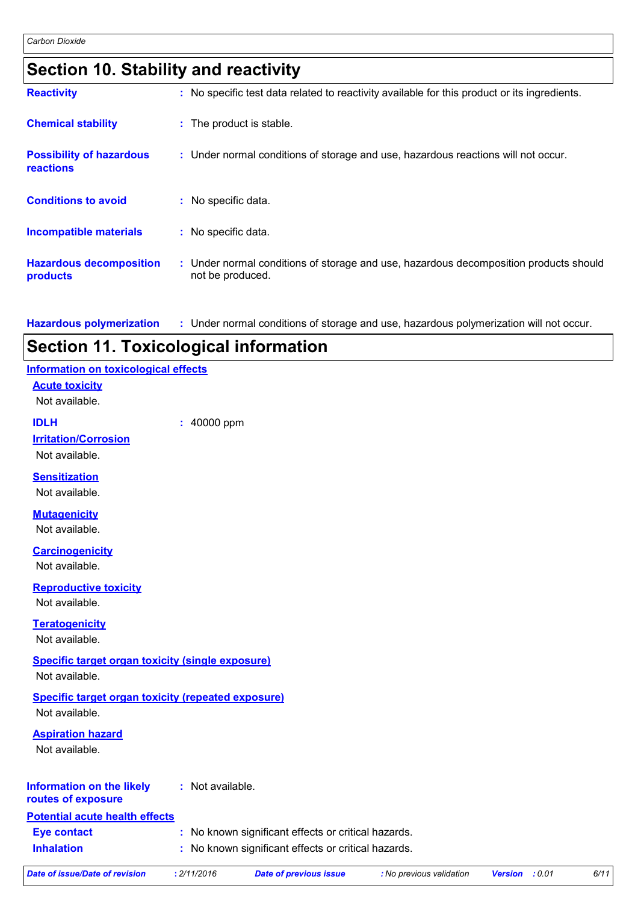## Section 10. Stability and reactivity

**Reactivity** : No specific test data related to reactivity available for this product or its ingredients.

**Chemical stability** : The product is stable.

**Possibility of hazardous reactions** : Under normal conditions of storage and use, hazardous reactions will not occur.

**Conditions to avoid** : No specific data.

**Incompatible materials** : No specific data.

**Hazardous decomposition products** : Under normal conditions of storage and use, hazardous decomposition products should not be produced.

**Hazardous polymerization** : Under normal conditions of storage and use, hazardous polymerization will not occur.

## Section 11. Toxicological information

**Information on toxicological effects**

**Acute toxicity**

Not available.

**IDLH** : 40000 ppm

**Irritation/Corrosion**

Not available.

**Sensitization**

Not available.

**Mutagenicity**

Not available.

**Carcinogenicity**

Not available.

**Reproductive toxicity**

Not available.

**Teratogenicity**

Not available.

**Specific target organ toxicity (single exposure)**

Not available.

**Specific target organ toxicity (repeated exposure)**

Not available.

**Aspiration hazard**

Not available.

**Information on the likely routes of exposure** : Not available.

**Potential acute health effects**

**Eye contact** : No known significant effects or critical hazards.

**Inhalation** : No known significant effects or critical hazards.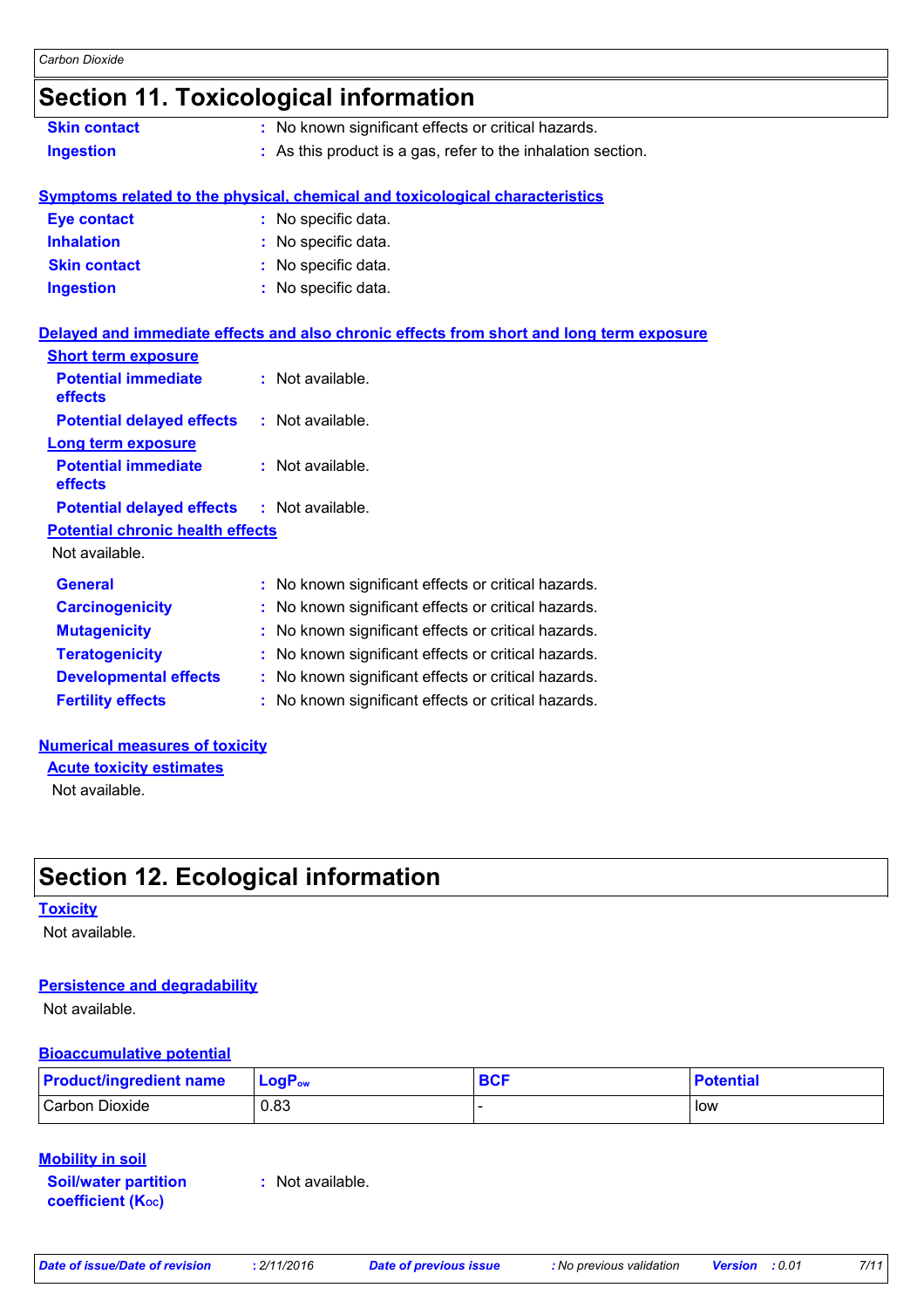## Section 11. Toxicological information

**Skin contact** : No known significant effects or critical hazards.

**Ingestion** : As this product is a gas, refer to the inhalation section.

**Symptoms related to the physical, chemical and toxicological characteristics**

**Eye contact** : No specific data.

**Inhalation** : No specific data.

**Skin contact** : No specific data.

**Ingestion** : No specific data.

**Delayed and immediate effects and also chronic effects from short and long term exposure**

**Short term exposure**

**Potential immediate effects** : Not available.

**Potential delayed effects** : Not available.

**Long term exposure**

**Potential immediate effects** : Not available.

**Potential delayed effects** : Not available.

**Potential chronic health effects**

Not available.

**General** : No known significant effects or critical hazards.

**Carcinogenicity** : No known significant effects or critical hazards.

**Mutagenicity** : No known significant effects or critical hazards.

**Teratogenicity** : No known significant effects or critical hazards.

**Developmental effects** : No known significant effects or critical hazards.

**Fertility effects** : No known significant effects or critical hazards.

**Numerical measures of toxicity**

**Acute toxicity estimates**

Not available.

## Section 12. Ecological information

**Toxicity**

Not available.

**Persistence and degradability**

Not available.

**Bioaccumulative potential**

| Product/ingredient name | $LogP_{ow}$ | BCF | Potential |
|---|---|---|---|
| Carbon Dioxide | 0.83 | - | low |

**Mobility in soil**

**Soil/water partition coefficient ($K_{OC}$)** : Not available.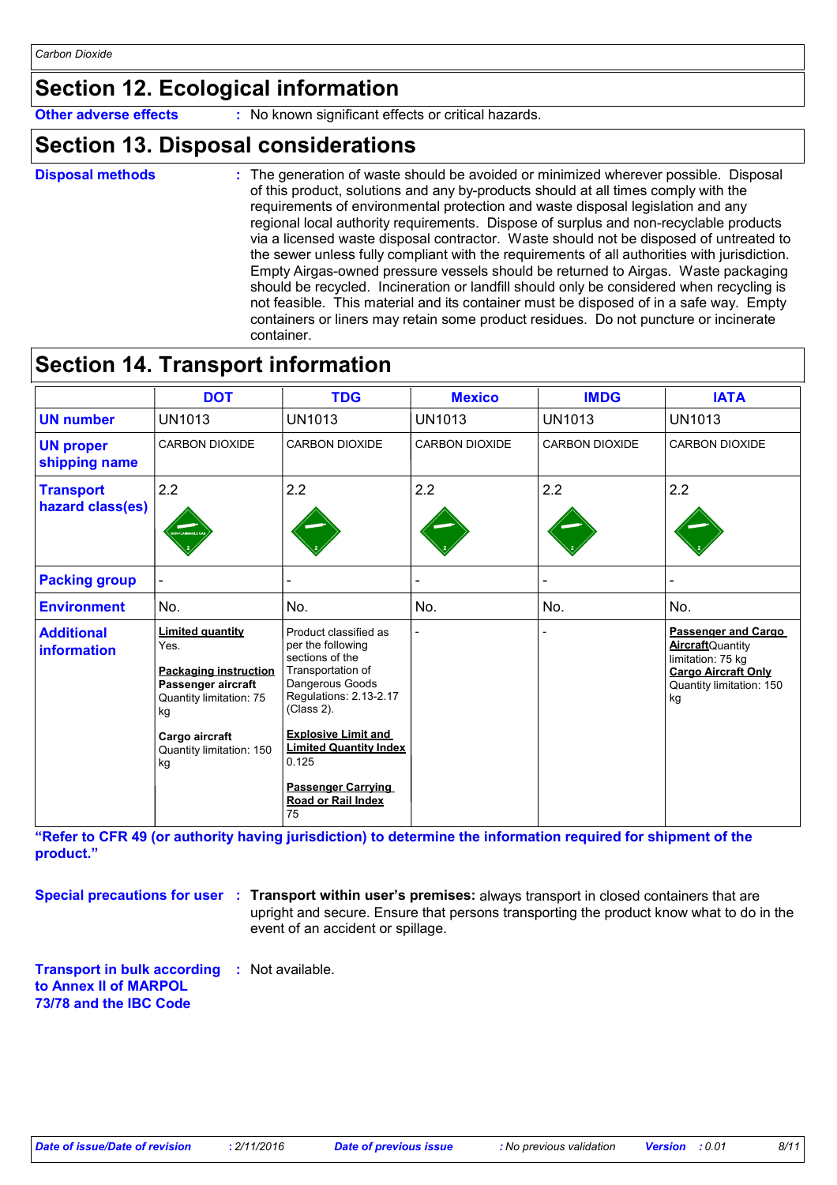## Section 12. Ecological information

**Other adverse effects** : No known significant effects or critical hazards.

## Section 13. Disposal considerations

**Disposal methods** : The generation of waste should be avoided or minimized wherever possible. Disposal of this product, solutions and any by-products should at all times comply with the requirements of environmental protection and waste disposal legislation and any regional local authority requirements. Dispose of surplus and non-recyclable products via a licensed waste disposal contractor. Waste should not be disposed of untreated to the sewer unless fully compliant with the requirements of all authorities with jurisdiction. Empty Airgas-owned pressure vessels should be returned to Airgas. Waste packaging should be recycled. Incineration or landfill should only be considered when recycling is not feasible. This material and its container must be disposed of in a safe way. Empty containers or liners may retain some product residues. Do not puncture or incinerate container.

## Section 14. Transport information

| | DOT | TDG | Mexico | IMDG | IATA |
|---|---|---|---|---|---|
| **UN number** | UN1013 | UN1013 | UN1013 | UN1013 | UN1013 |
| **UN proper shipping name** | CARBON DIOXIDE | CARBON DIOXIDE | CARBON DIOXIDE | CARBON DIOXIDE | CARBON DIOXIDE |
| **Transport hazard class(es)** | 2.2 | 2.2 | 2.2 | 2.2 | 2.2 |
| **Packing group** | - | - | - | - | - |
| **Environment** | No. | No. | No. | No. | No. |
| **Additional information** | **Limited quantity** Yes. **Packaging instruction** **Passenger aircraft** Quantity limitation: 75 kg **Cargo aircraft** Quantity limitation: 150 kg | Product classified as per the following sections of the Transportation of Dangerous Goods Regulations: 2.13-2.17 (Class 2). **Explosive Limit and Limited Quantity Index** 0.125 **Passenger Carrying Road or Rail Index** 75 | - | - | **Passenger and Cargo Aircraft** Quantity limitation: 75 kg **Cargo Aircraft Only** Quantity limitation: 150 kg |

**"Refer to CFR 49 (or authority having jurisdiction) to determine the information required for shipment of the product."**

**Special precautions for user** : **Transport within user's premises:** always transport in closed containers that are upright and secure. Ensure that persons transporting the product know what to do in the event of an accident or spillage.

**Transport in bulk according to Annex II of MARPOL 73/78 and the IBC Code** : Not available.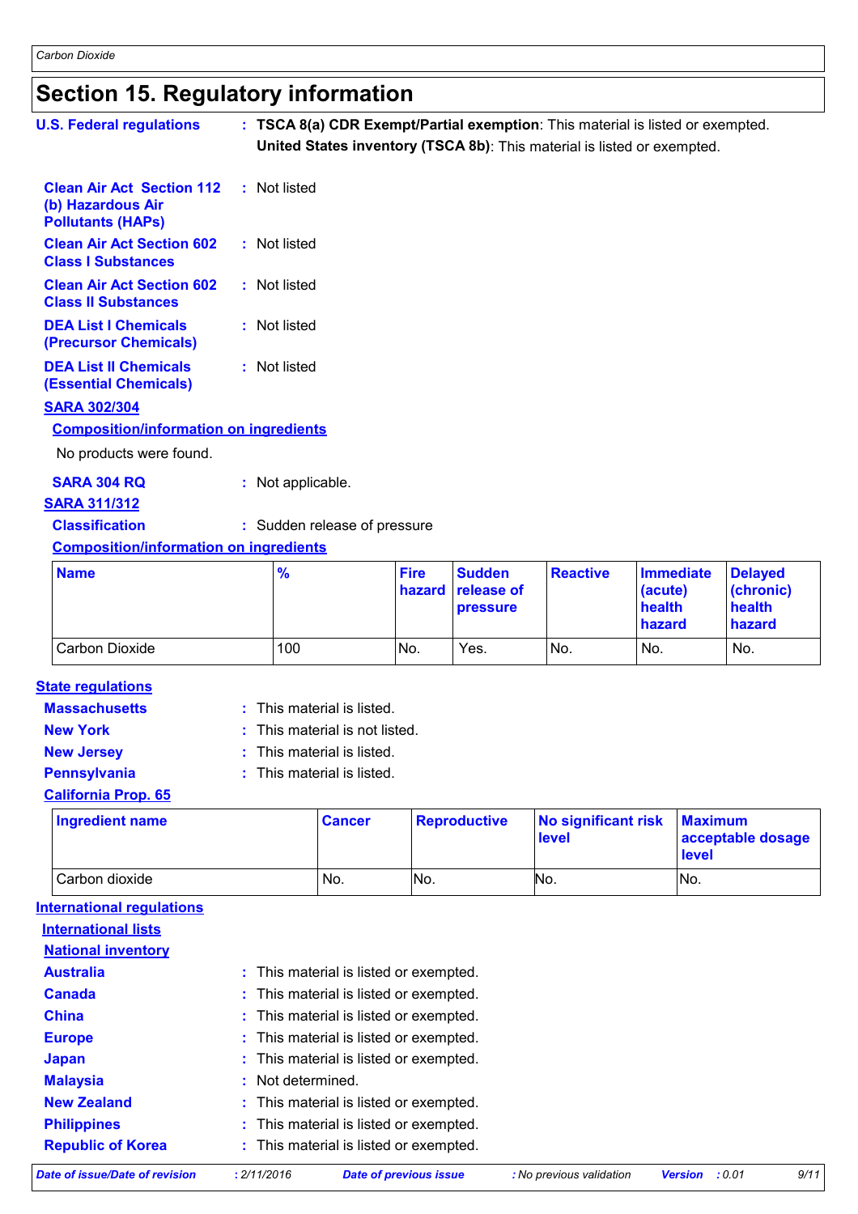## Section 15. Regulatory information

**U.S. Federal regulations** : **TSCA 8(a) CDR Exempt/Partial exemption**: This material is listed or exempted.
**United States inventory (TSCA 8b)**: This material is listed or exempted.

**Clean Air Act Section 112 (b) Hazardous Air Pollutants (HAPs)** : Not listed

**Clean Air Act Section 602 Class I Substances** : Not listed

**Clean Air Act Section 602 Class II Substances** : Not listed

**DEA List I Chemicals (Precursor Chemicals)** : Not listed

**DEA List II Chemicals (Essential Chemicals)** : Not listed

**SARA 302/304**

**Composition/information on ingredients**

No products were found.

**SARA 304 RQ** : Not applicable.

**SARA 311/312**

**Classification** : Sudden release of pressure

**Composition/information on ingredients**

| Name | % | Fire hazard | Sudden release of pressure | Reactive | Immediate (acute) health hazard | Delayed (chronic) health hazard |
|---|---|---|---|---|---|---|
| Carbon Dioxide | 100 | No. | Yes. | No. | No. | No. |

**State regulations**

**Massachusetts** : This material is listed.

**New York** : This material is not listed.

**New Jersey** : This material is listed.

**Pennsylvania** : This material is listed.

**California Prop. 65**

| Ingredient name | Cancer | Reproductive | No significant risk level | Maximum acceptable dosage level |
|---|---|---|---|---|
| Carbon dioxide | No. | No. | No. | No. |

**International regulations**

**International lists**

**National inventory**

**Australia** : This material is listed or exempted.

**Canada** : This material is listed or exempted.

**China** : This material is listed or exempted.

**Europe** : This material is listed or exempted.

**Japan** : This material is listed or exempted.

**Malaysia** : Not determined.

**New Zealand** : This material is listed or exempted.

**Philippines** : This material is listed or exempted.

**Republic of Korea** : This material is listed or exempted.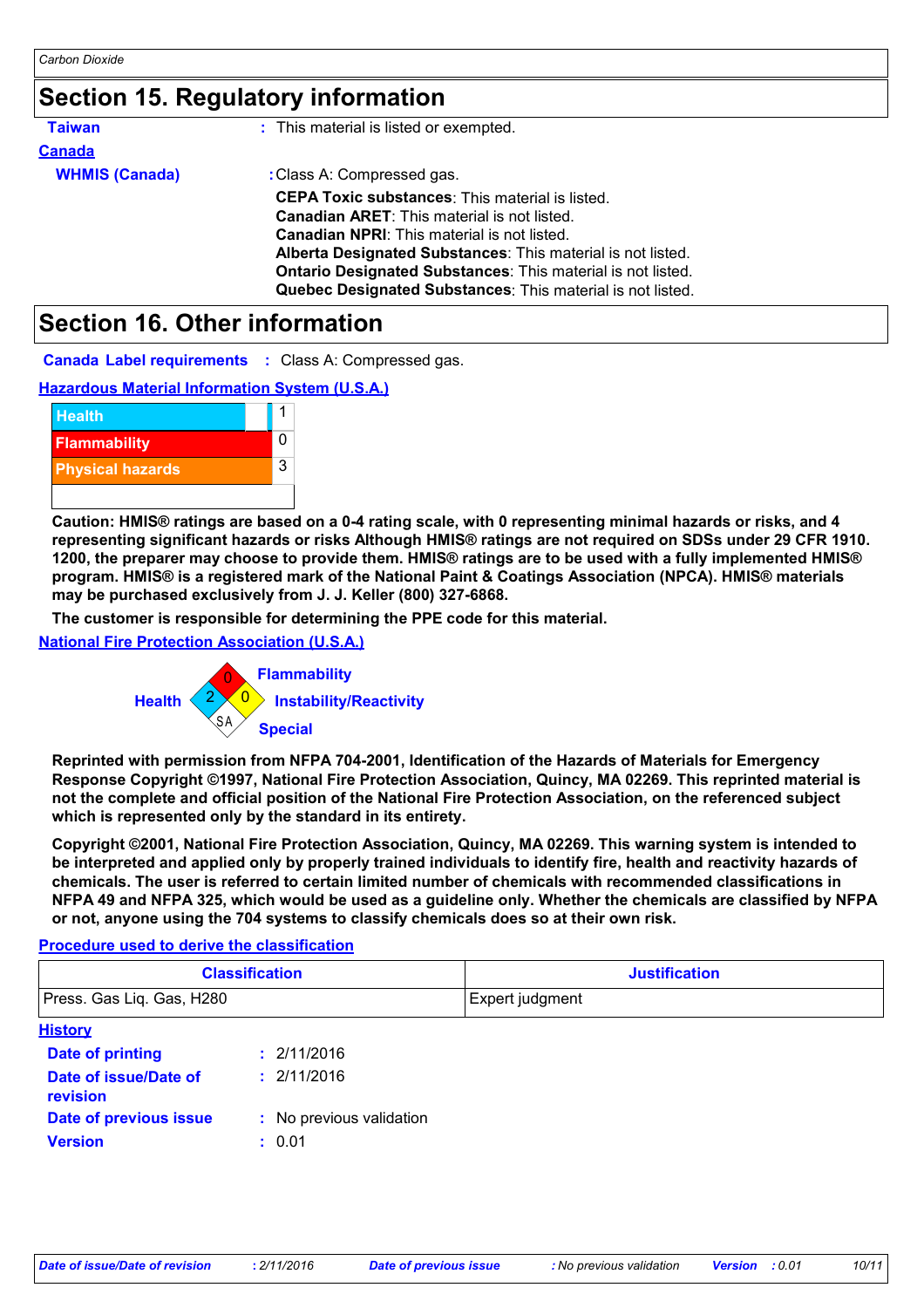## Section 15. Regulatory information

**Taiwan** : This material is listed or exempted.

**Canada**

**WHMIS (Canada)** : Class A: Compressed gas.

**CEPA Toxic substances**: This material is listed.
**Canadian ARET**: This material is not listed.
**Canadian NPRI**: This material is not listed.
**Alberta Designated Substances**: This material is not listed.
**Ontario Designated Substances**: This material is not listed.
**Quebec Designated Substances**: This material is not listed.

## Section 16. Other information

**Canada Label requirements** : Class A: Compressed gas.

**Hazardous Material Information System (U.S.A.)**

| | |
|---|---|
| Health | 1 |
| Flammability | 0 |
| Physical hazards | 3 |
| | |

**Caution: HMIS® ratings are based on a 0-4 rating scale, with 0 representing minimal hazards or risks, and 4 representing significant hazards or risks Although HMIS® ratings are not required on SDSs under 29 CFR 1910. 1200, the preparer may choose to provide them. HMIS® ratings are to be used with a fully implemented HMIS® program. HMIS® is a registered mark of the National Paint & Coatings Association (NPCA). HMIS® materials may be purchased exclusively from J. J. Keller (800) 327-6868.**

**The customer is responsible for determining the PPE code for this material.**

**National Fire Protection Association (U.S.A.)**

Health: 2
Flammability: 0
Instability/Reactivity: 0
Special: SA

**Reprinted with permission from NFPA 704-2001, Identification of the Hazards of Materials for Emergency Response Copyright ©1997, National Fire Protection Association, Quincy, MA 02269. This reprinted material is not the complete and official position of the National Fire Protection Association, on the referenced subject which is represented only by the standard in its entirety.**

**Copyright ©2001, National Fire Protection Association, Quincy, MA 02269. This warning system is intended to be interpreted and applied only by properly trained individuals to identify fire, health and reactivity hazards of chemicals. The user is referred to certain limited number of chemicals with recommended classifications in NFPA 49 and NFPA 325, which would be used as a guideline only. Whether the chemicals are classified by NFPA or not, anyone using the 704 systems to classify chemicals does so at their own risk.**

**Procedure used to derive the classification**

| Classification | Justification |
|---|---|
| Press. Gas Liq. Gas, H280 | Expert judgment |

**History**

**Date of printing** : 2/11/2016
**Date of issue/Date of revision** : 2/11/2016
**Date of previous issue** : No previous validation
**Version** : 0.01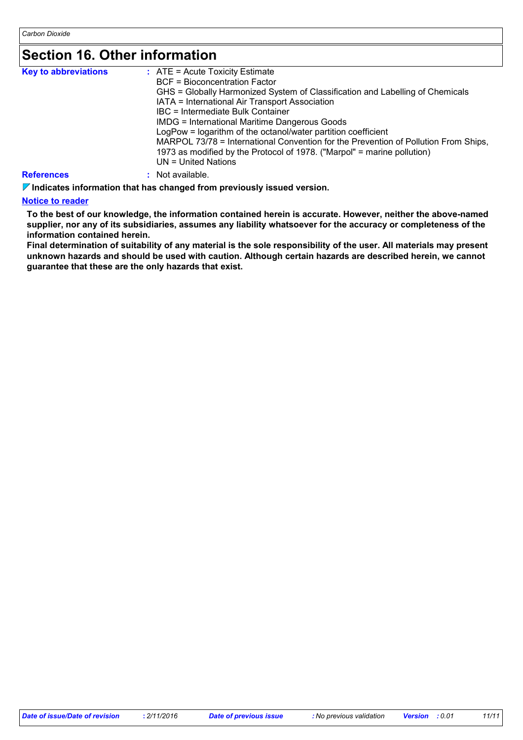## Section 16. Other information

**Key to abbreviations** : ATE = Acute Toxicity Estimate
BCF = Bioconcentration Factor
GHS = Globally Harmonized System of Classification and Labelling of Chemicals
IATA = International Air Transport Association
IBC = Intermediate Bulk Container
IMDG = International Maritime Dangerous Goods
LogPow = logarithm of the octanol/water partition coefficient
MARPOL 73/78 = International Convention for the Prevention of Pollution From Ships, 1973 as modified by the Protocol of 1978. ("Marpol" = marine pollution)
UN = United Nations

**References** : Not available.

**Indicates information that has changed from previously issued version.**

**Notice to reader**

**To the best of our knowledge, the information contained herein is accurate. However, neither the above-named supplier, nor any of its subsidiaries, assumes any liability whatsoever for the accuracy or completeness of the information contained herein.**
**Final determination of suitability of any material is the sole responsibility of the user. All materials may present unknown hazards and should be used with caution. Although certain hazards are described herein, we cannot guarantee that these are the only hazards that exist.**